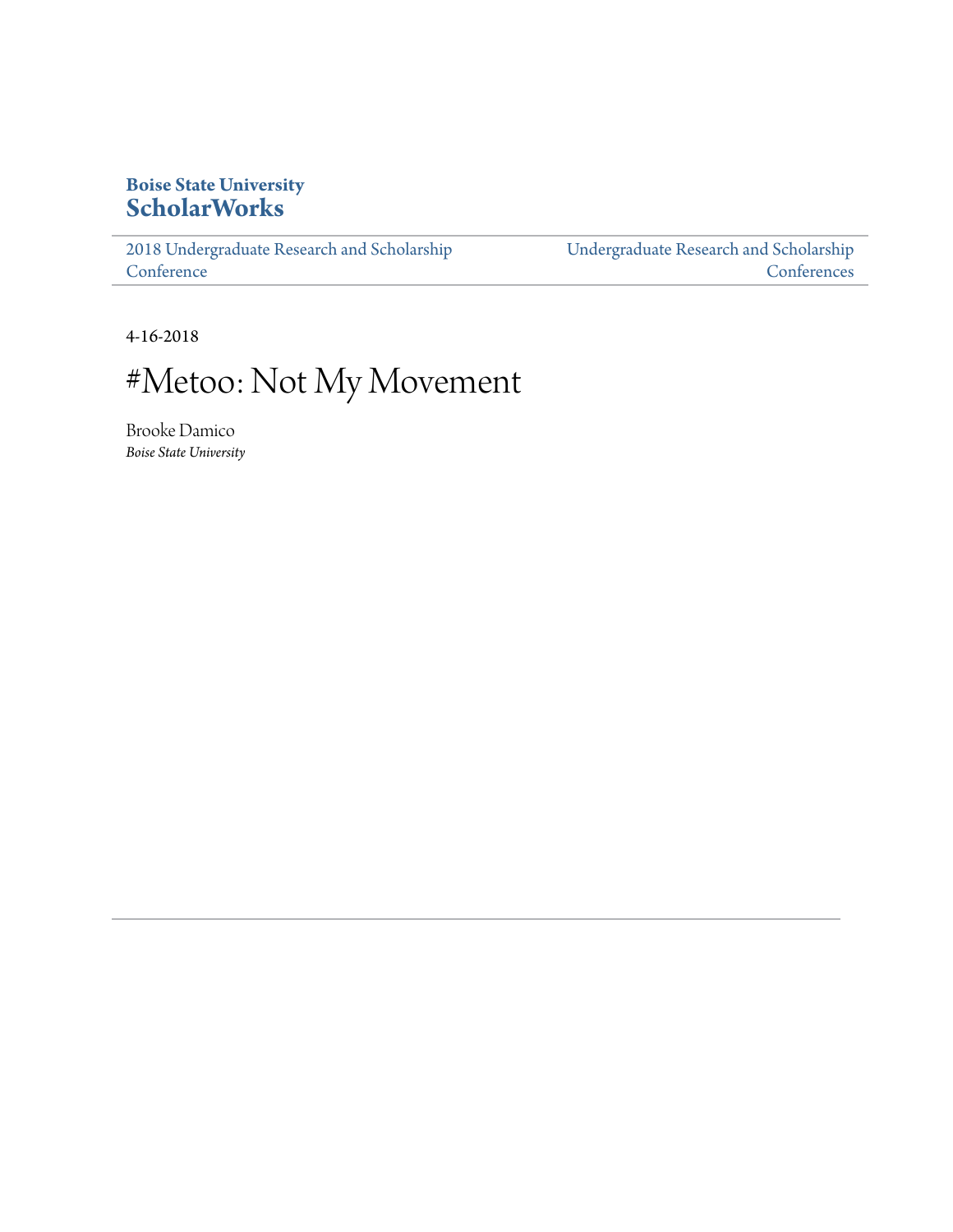**Boise State University**
**ScholarWorks**

2018 Undergraduate Research and Scholarship Conference | Undergraduate Research and Scholarship Conferences

4-16-2018

# #Metoo: Not My Movement

Brooke Damico
*Boise State University*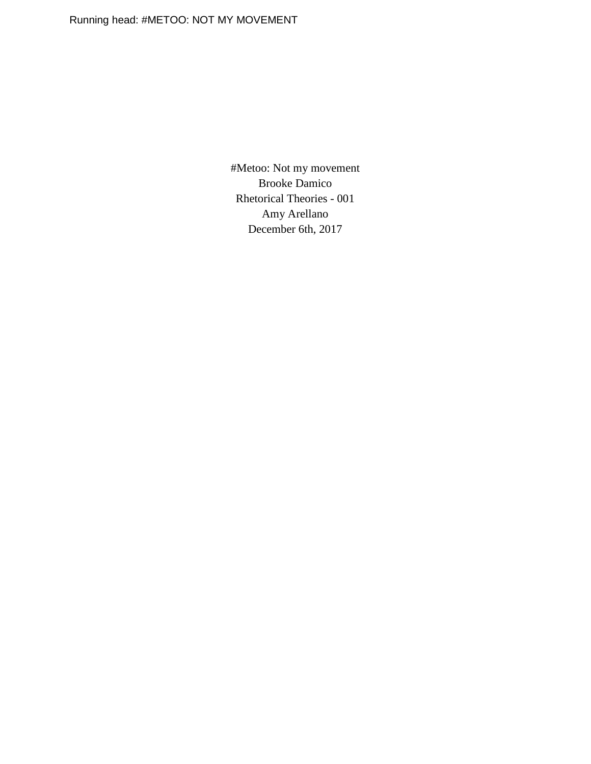#Metoo: Not my movement

Brooke Damico

Rhetorical Theories - 001

Amy Arellano

December 6th, 2017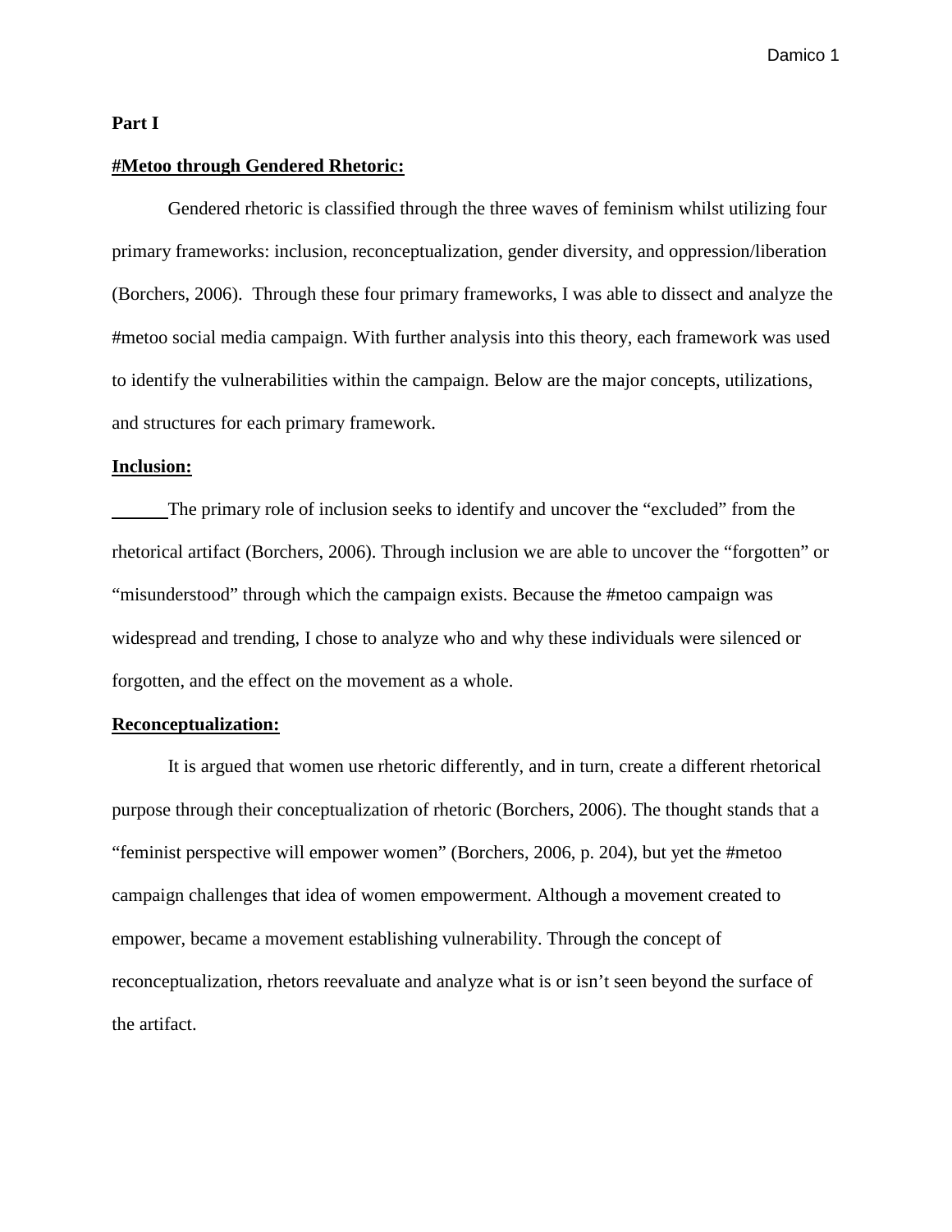**Part I**

**#Metoo through Gendered Rhetoric:**

Gendered rhetoric is classified through the three waves of feminism whilst utilizing four primary frameworks: inclusion, reconceptualization, gender diversity, and oppression/liberation (Borchers, 2006). Through these four primary frameworks, I was able to dissect and analyze the #metoo social media campaign. With further analysis into this theory, each framework was used to identify the vulnerabilities within the campaign. Below are the major concepts, utilizations, and structures for each primary framework.

**Inclusion:**

The primary role of inclusion seeks to identify and uncover the "excluded" from the rhetorical artifact (Borchers, 2006). Through inclusion we are able to uncover the "forgotten" or "misunderstood" through which the campaign exists. Because the #metoo campaign was widespread and trending, I chose to analyze who and why these individuals were silenced or forgotten, and the effect on the movement as a whole.

**Reconceptualization:**

It is argued that women use rhetoric differently, and in turn, create a different rhetorical purpose through their conceptualization of rhetoric (Borchers, 2006). The thought stands that a "feminist perspective will empower women" (Borchers, 2006, p. 204), but yet the #metoo campaign challenges that idea of women empowerment. Although a movement created to empower, became a movement establishing vulnerability. Through the concept of reconceptualization, rhetors reevaluate and analyze what is or isn't seen beyond the surface of the artifact.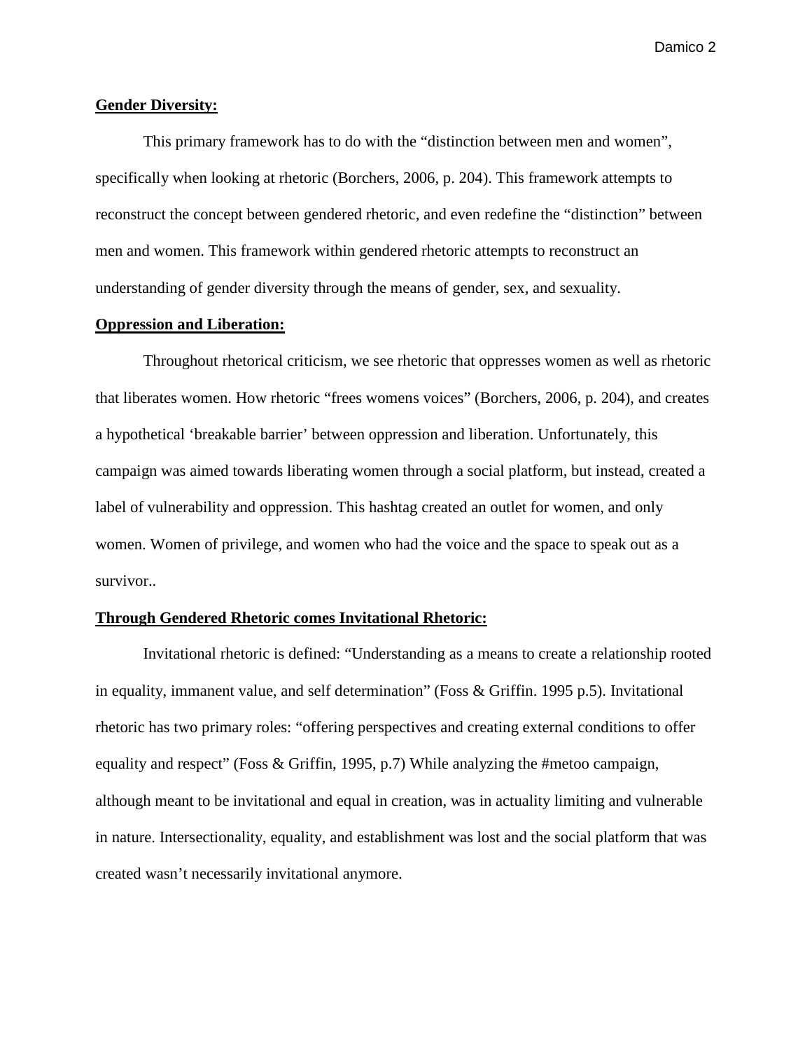**Gender Diversity:**

This primary framework has to do with the "distinction between men and women", specifically when looking at rhetoric (Borchers, 2006, p. 204). This framework attempts to reconstruct the concept between gendered rhetoric, and even redefine the "distinction" between men and women. This framework within gendered rhetoric attempts to reconstruct an understanding of gender diversity through the means of gender, sex, and sexuality.

**Oppression and Liberation:**

Throughout rhetorical criticism, we see rhetoric that oppresses women as well as rhetoric that liberates women. How rhetoric "frees womens voices" (Borchers, 2006, p. 204), and creates a hypothetical 'breakable barrier' between oppression and liberation. Unfortunately, this campaign was aimed towards liberating women through a social platform, but instead, created a label of vulnerability and oppression. This hashtag created an outlet for women, and only women. Women of privilege, and women who had the voice and the space to speak out as a survivor..

**Through Gendered Rhetoric comes Invitational Rhetoric:**

Invitational rhetoric is defined: "Understanding as a means to create a relationship rooted in equality, immanent value, and self determination" (Foss & Griffin. 1995 p.5). Invitational rhetoric has two primary roles: "offering perspectives and creating external conditions to offer equality and respect" (Foss & Griffin, 1995, p.7) While analyzing the #metoo campaign, although meant to be invitational and equal in creation, was in actuality limiting and vulnerable in nature. Intersectionality, equality, and establishment was lost and the social platform that was created wasn't necessarily invitational anymore.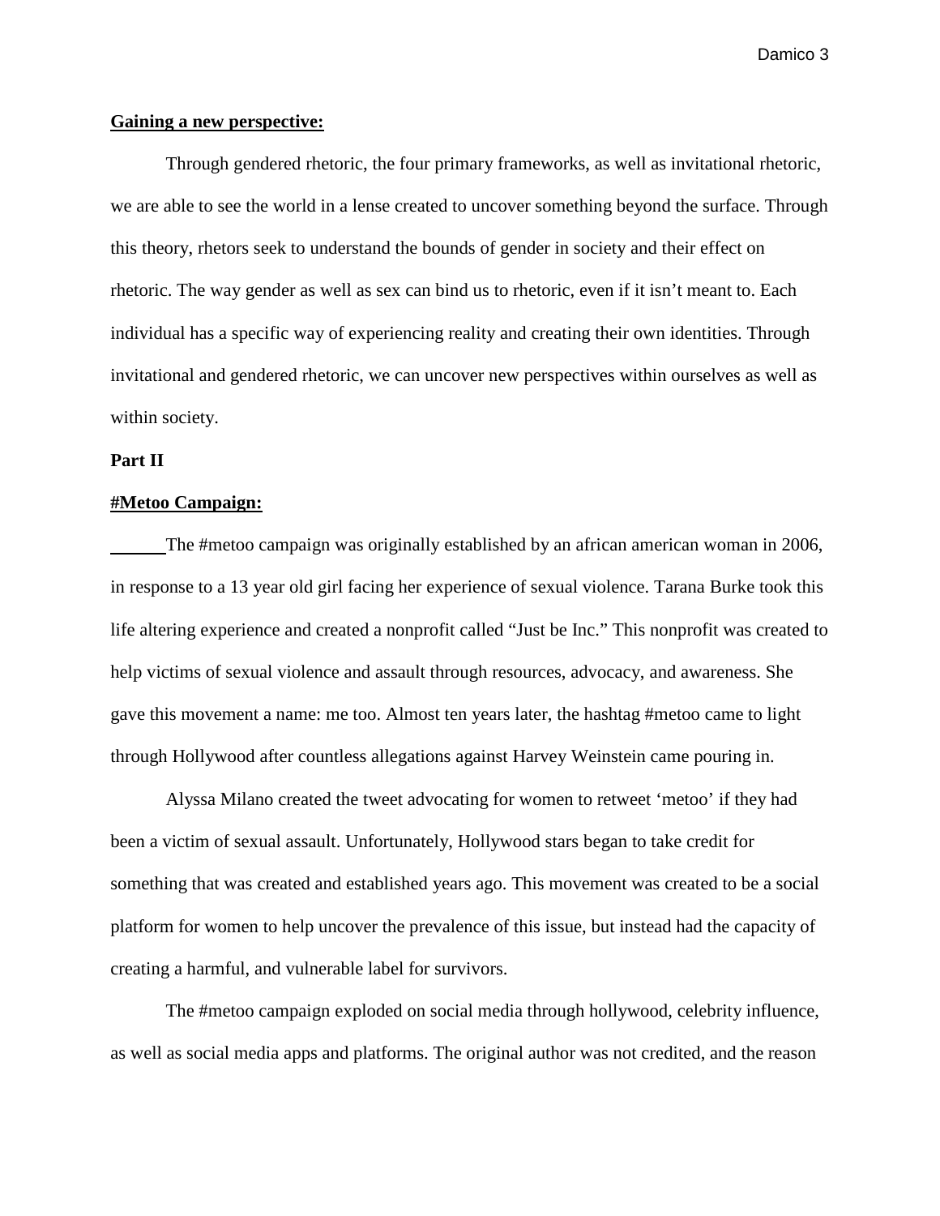**Gaining a new perspective:**

Through gendered rhetoric, the four primary frameworks, as well as invitational rhetoric, we are able to see the world in a lense created to uncover something beyond the surface. Through this theory, rhetors seek to understand the bounds of gender in society and their effect on rhetoric. The way gender as well as sex can bind us to rhetoric, even if it isn't meant to. Each individual has a specific way of experiencing reality and creating their own identities. Through invitational and gendered rhetoric, we can uncover new perspectives within ourselves as well as within society.

**Part II**

**#Metoo Campaign:**

The #metoo campaign was originally established by an african american woman in 2006, in response to a 13 year old girl facing her experience of sexual violence. Tarana Burke took this life altering experience and created a nonprofit called "Just be Inc." This nonprofit was created to help victims of sexual violence and assault through resources, advocacy, and awareness. She gave this movement a name: me too. Almost ten years later, the hashtag #metoo came to light through Hollywood after countless allegations against Harvey Weinstein came pouring in.

Alyssa Milano created the tweet advocating for women to retweet 'metoo' if they had been a victim of sexual assault. Unfortunately, Hollywood stars began to take credit for something that was created and established years ago. This movement was created to be a social platform for women to help uncover the prevalence of this issue, but instead had the capacity of creating a harmful, and vulnerable label for survivors.

The #metoo campaign exploded on social media through hollywood, celebrity influence, as well as social media apps and platforms. The original author was not credited, and the reason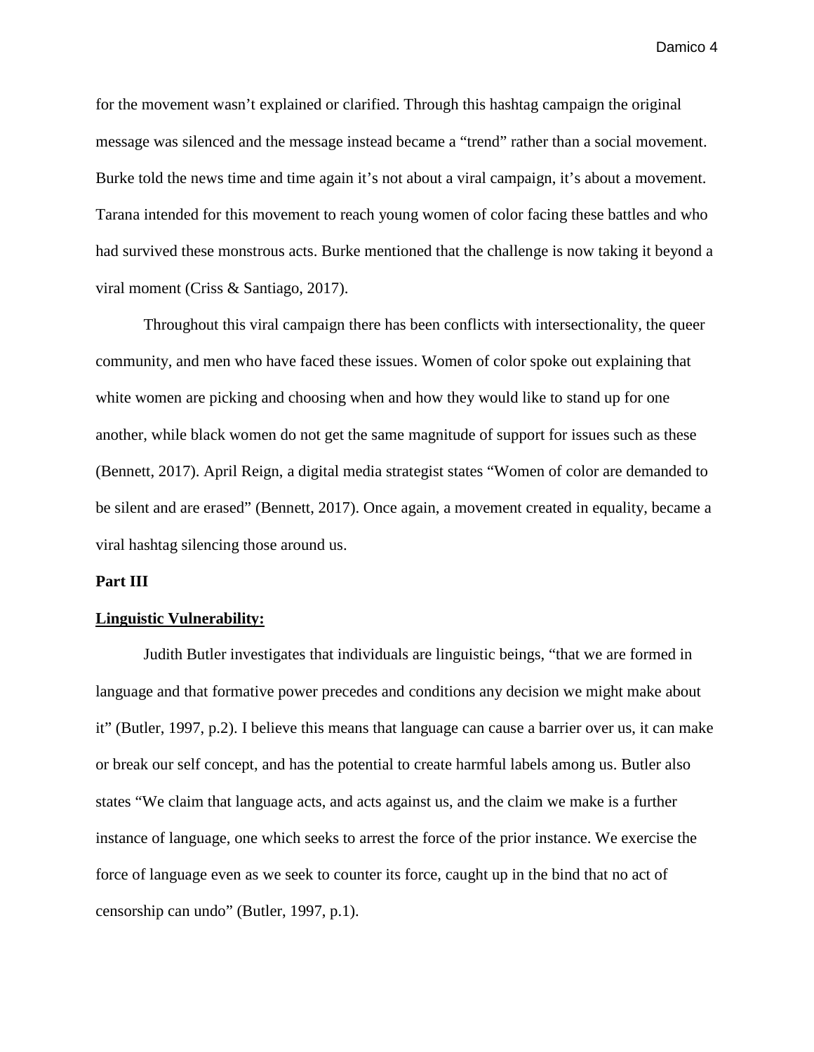for the movement wasn't explained or clarified. Through this hashtag campaign the original message was silenced and the message instead became a "trend" rather than a social movement. Burke told the news time and time again it's not about a viral campaign, it's about a movement. Tarana intended for this movement to reach young women of color facing these battles and who had survived these monstrous acts. Burke mentioned that the challenge is now taking it beyond a viral moment (Criss & Santiago, 2017).

Throughout this viral campaign there has been conflicts with intersectionality, the queer community, and men who have faced these issues. Women of color spoke out explaining that white women are picking and choosing when and how they would like to stand up for one another, while black women do not get the same magnitude of support for issues such as these (Bennett, 2017). April Reign, a digital media strategist states "Women of color are demanded to be silent and are erased" (Bennett, 2017). Once again, a movement created in equality, became a viral hashtag silencing those around us.

**Part III**

**Linguistic Vulnerability:**

Judith Butler investigates that individuals are linguistic beings, "that we are formed in language and that formative power precedes and conditions any decision we might make about it" (Butler, 1997, p.2). I believe this means that language can cause a barrier over us, it can make or break our self concept, and has the potential to create harmful labels among us. Butler also states "We claim that language acts, and acts against us, and the claim we make is a further instance of language, one which seeks to arrest the force of the prior instance. We exercise the force of language even as we seek to counter its force, caught up in the bind that no act of censorship can undo" (Butler, 1997, p.1).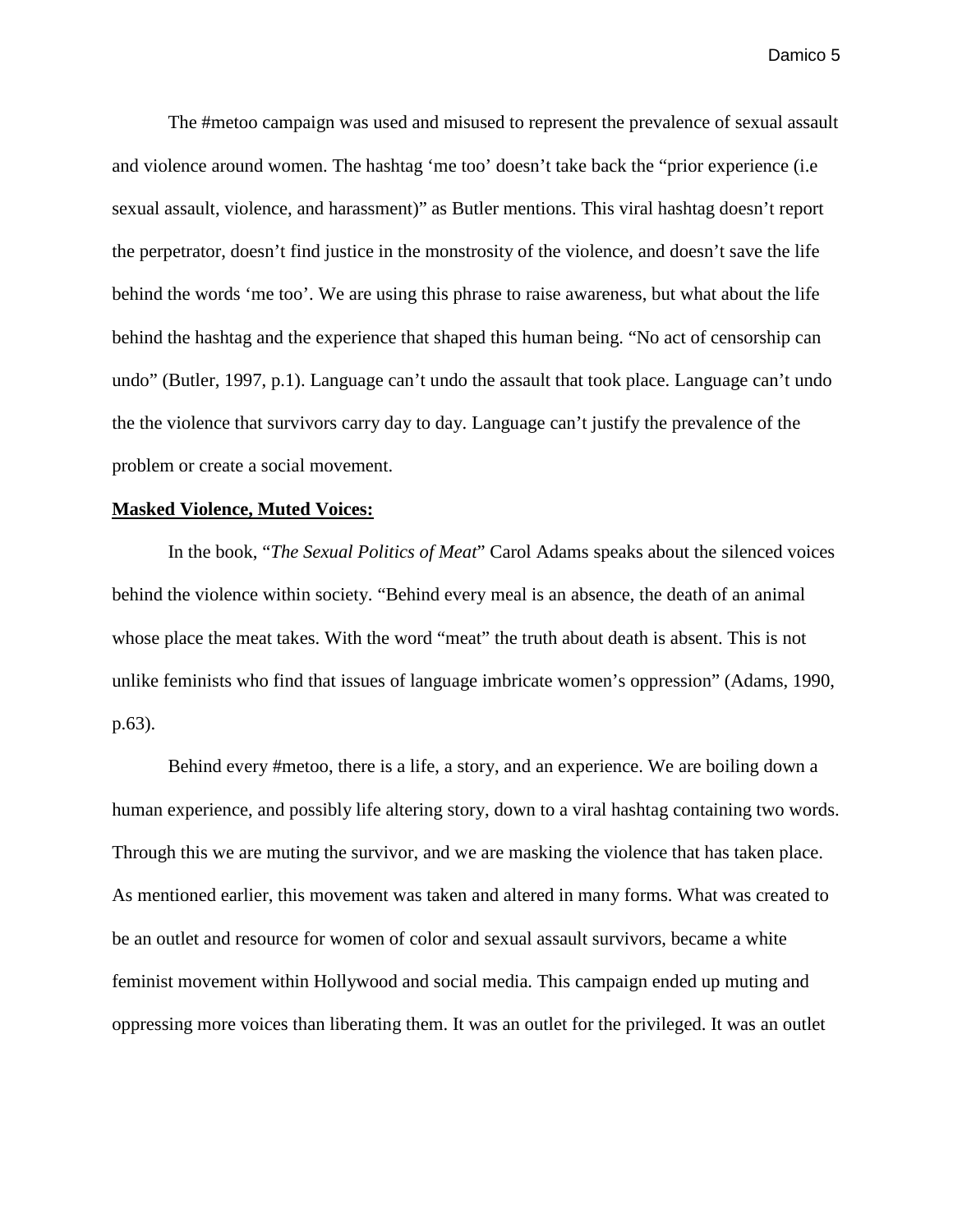The #metoo campaign was used and misused to represent the prevalence of sexual assault and violence around women. The hashtag 'me too' doesn't take back the "prior experience (i.e sexual assault, violence, and harassment)" as Butler mentions. This viral hashtag doesn't report the perpetrator, doesn't find justice in the monstrosity of the violence, and doesn't save the life behind the words 'me too'. We are using this phrase to raise awareness, but what about the life behind the hashtag and the experience that shaped this human being. "No act of censorship can undo" (Butler, 1997, p.1). Language can't undo the assault that took place. Language can't undo the the violence that survivors carry day to day. Language can't justify the prevalence of the problem or create a social movement.

**Masked Violence, Muted Voices:**

In the book, "*The Sexual Politics of Meat*" Carol Adams speaks about the silenced voices behind the violence within society. "Behind every meal is an absence, the death of an animal whose place the meat takes. With the word "meat" the truth about death is absent. This is not unlike feminists who find that issues of language imbricate women's oppression" (Adams, 1990, p.63).

Behind every #metoo, there is a life, a story, and an experience. We are boiling down a human experience, and possibly life altering story, down to a viral hashtag containing two words. Through this we are muting the survivor, and we are masking the violence that has taken place. As mentioned earlier, this movement was taken and altered in many forms. What was created to be an outlet and resource for women of color and sexual assault survivors, became a white feminist movement within Hollywood and social media. This campaign ended up muting and oppressing more voices than liberating them. It was an outlet for the privileged. It was an outlet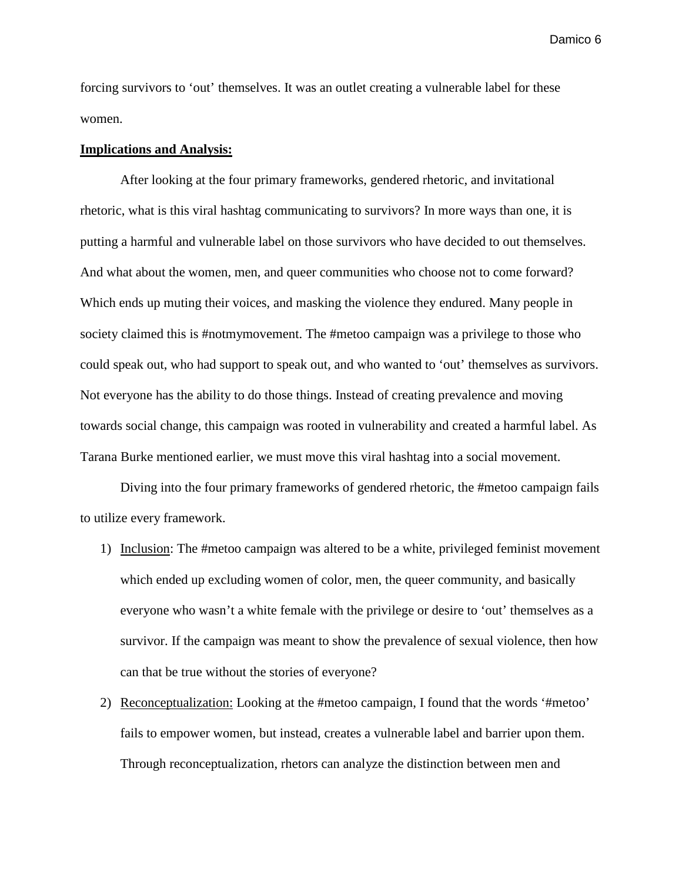forcing survivors to 'out' themselves. It was an outlet creating a vulnerable label for these women.

**<u>Implications and Analysis:</u>**

After looking at the four primary frameworks, gendered rhetoric, and invitational rhetoric, what is this viral hashtag communicating to survivors? In more ways than one, it is putting a harmful and vulnerable label on those survivors who have decided to out themselves. And what about the women, men, and queer communities who choose not to come forward? Which ends up muting their voices, and masking the violence they endured. Many people in society claimed this is #notmymovement. The #metoo campaign was a privilege to those who could speak out, who had support to speak out, and who wanted to 'out' themselves as survivors. Not everyone has the ability to do those things. Instead of creating prevalence and moving towards social change, this campaign was rooted in vulnerability and created a harmful label. As Tarana Burke mentioned earlier, we must move this viral hashtag into a social movement.

Diving into the four primary frameworks of gendered rhetoric, the #metoo campaign fails to utilize every framework.

1) <u>Inclusion</u>: The #metoo campaign was altered to be a white, privileged feminist movement which ended up excluding women of color, men, the queer community, and basically everyone who wasn't a white female with the privilege or desire to 'out' themselves as a survivor. If the campaign was meant to show the prevalence of sexual violence, then how can that be true without the stories of everyone?

2) <u>Reconceptualization:</u> Looking at the #metoo campaign, I found that the words '#metoo' fails to empower women, but instead, creates a vulnerable label and barrier upon them. Through reconceptualization, rhetors can analyze the distinction between men and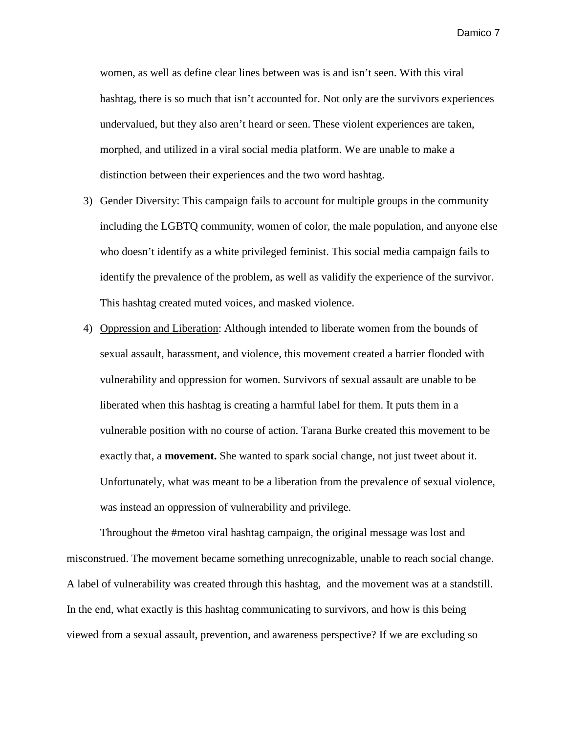women, as well as define clear lines between was is and isn't seen. With this viral hashtag, there is so much that isn't accounted for. Not only are the survivors experiences undervalued, but they also aren't heard or seen. These violent experiences are taken, morphed, and utilized in a viral social media platform. We are unable to make a distinction between their experiences and the two word hashtag.

3) <u>Gender Diversity:</u> This campaign fails to account for multiple groups in the community including the LGBTQ community, women of color, the male population, and anyone else who doesn't identify as a white privileged feminist. This social media campaign fails to identify the prevalence of the problem, as well as validify the experience of the survivor. This hashtag created muted voices, and masked violence.

4) <u>Oppression and Liberation</u>: Although intended to liberate women from the bounds of sexual assault, harassment, and violence, this movement created a barrier flooded with vulnerability and oppression for women. Survivors of sexual assault are unable to be liberated when this hashtag is creating a harmful label for them. It puts them in a vulnerable position with no course of action. Tarana Burke created this movement to be exactly that, a **movement.** She wanted to spark social change, not just tweet about it. Unfortunately, what was meant to be a liberation from the prevalence of sexual violence, was instead an oppression of vulnerability and privilege.

Throughout the #metoo viral hashtag campaign, the original message was lost and misconstrued. The movement became something unrecognizable, unable to reach social change. A label of vulnerability was created through this hashtag, and the movement was at a standstill. In the end, what exactly is this hashtag communicating to survivors, and how is this being viewed from a sexual assault, prevention, and awareness perspective? If we are excluding so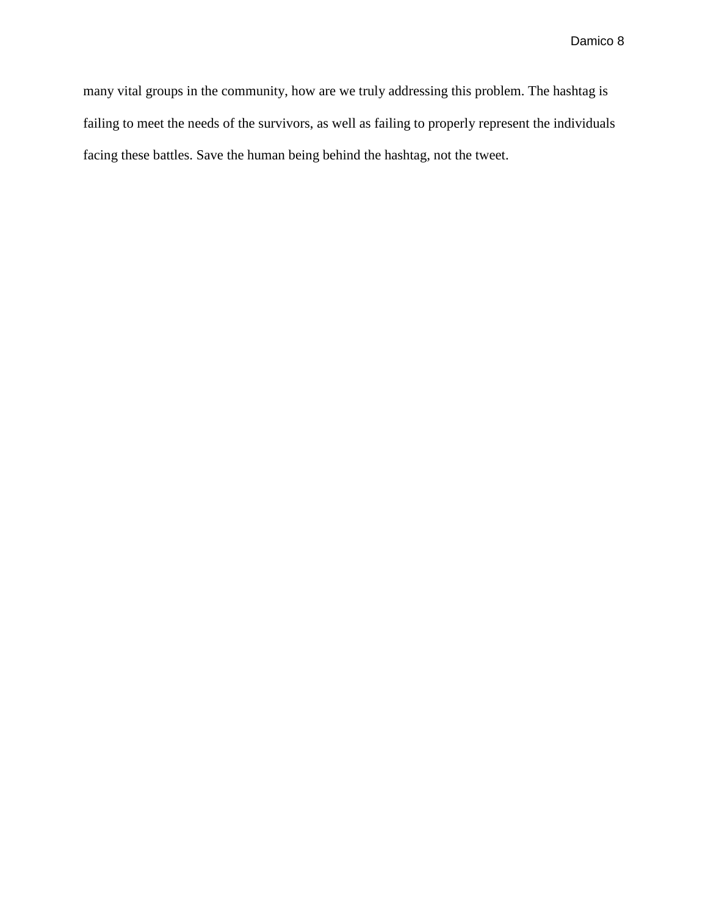many vital groups in the community, how are we truly addressing this problem. The hashtag is failing to meet the needs of the survivors, as well as failing to properly represent the individuals facing these battles. Save the human being behind the hashtag, not the tweet.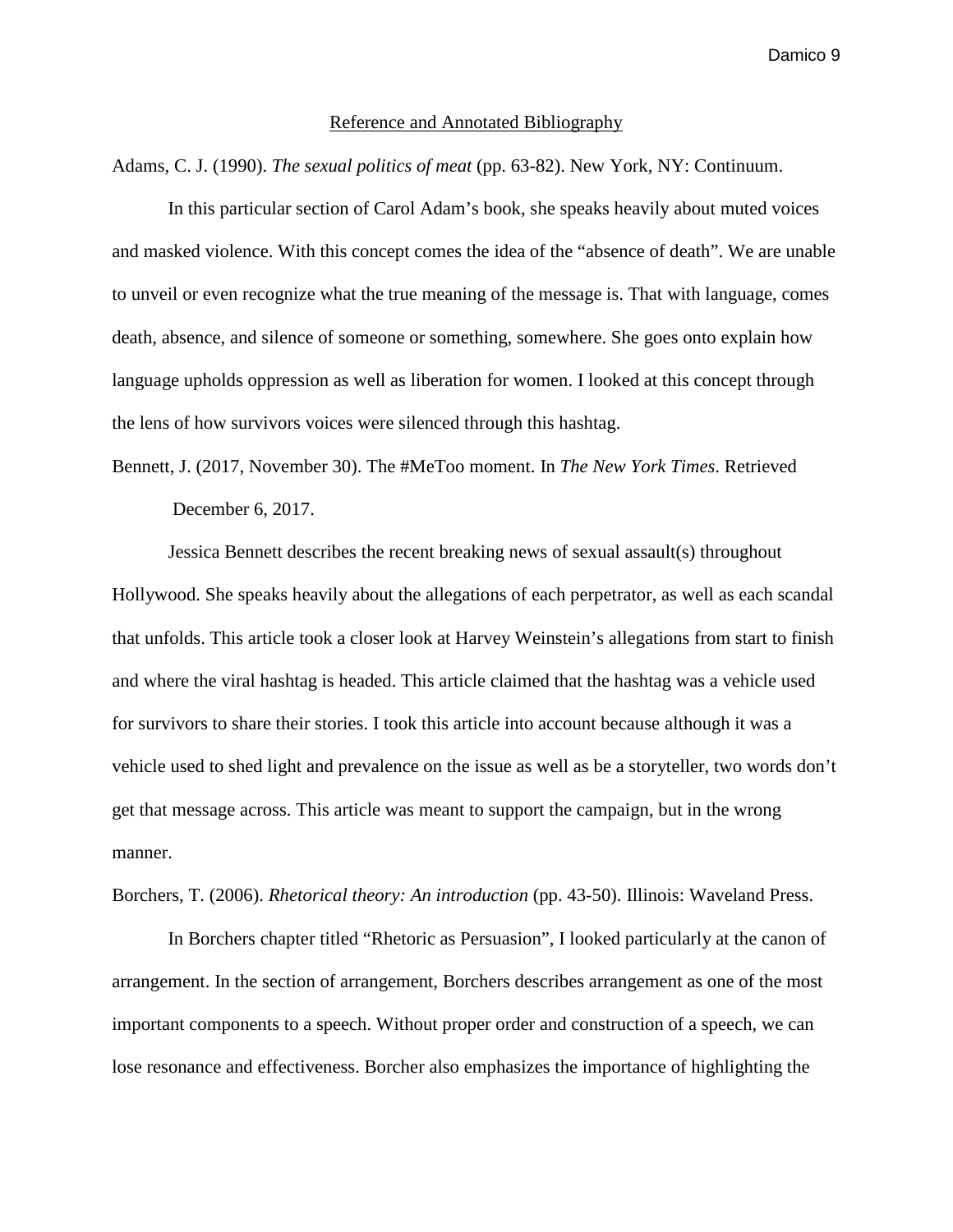## Reference and Annotated Bibliography

Adams, C. J. (1990). *The sexual politics of meat* (pp. 63-82). New York, NY: Continuum.

In this particular section of Carol Adam's book, she speaks heavily about muted voices and masked violence. With this concept comes the idea of the "absence of death". We are unable to unveil or even recognize what the true meaning of the message is. That with language, comes death, absence, and silence of someone or something, somewhere. She goes onto explain how language upholds oppression as well as liberation for women. I looked at this concept through the lens of how survivors voices were silenced through this hashtag.

Bennett, J. (2017, November 30). The #MeToo moment. In *The New York Times*. Retrieved December 6, 2017.

Jessica Bennett describes the recent breaking news of sexual assault(s) throughout Hollywood. She speaks heavily about the allegations of each perpetrator, as well as each scandal that unfolds. This article took a closer look at Harvey Weinstein's allegations from start to finish and where the viral hashtag is headed. This article claimed that the hashtag was a vehicle used for survivors to share their stories. I took this article into account because although it was a vehicle used to shed light and prevalence on the issue as well as be a storyteller, two words don't get that message across. This article was meant to support the campaign, but in the wrong manner.

Borchers, T. (2006). *Rhetorical theory: An introduction* (pp. 43-50). Illinois: Waveland Press.

In Borchers chapter titled "Rhetoric as Persuasion", I looked particularly at the canon of arrangement. In the section of arrangement, Borchers describes arrangement as one of the most important components to a speech. Without proper order and construction of a speech, we can lose resonance and effectiveness. Borcher also emphasizes the importance of highlighting the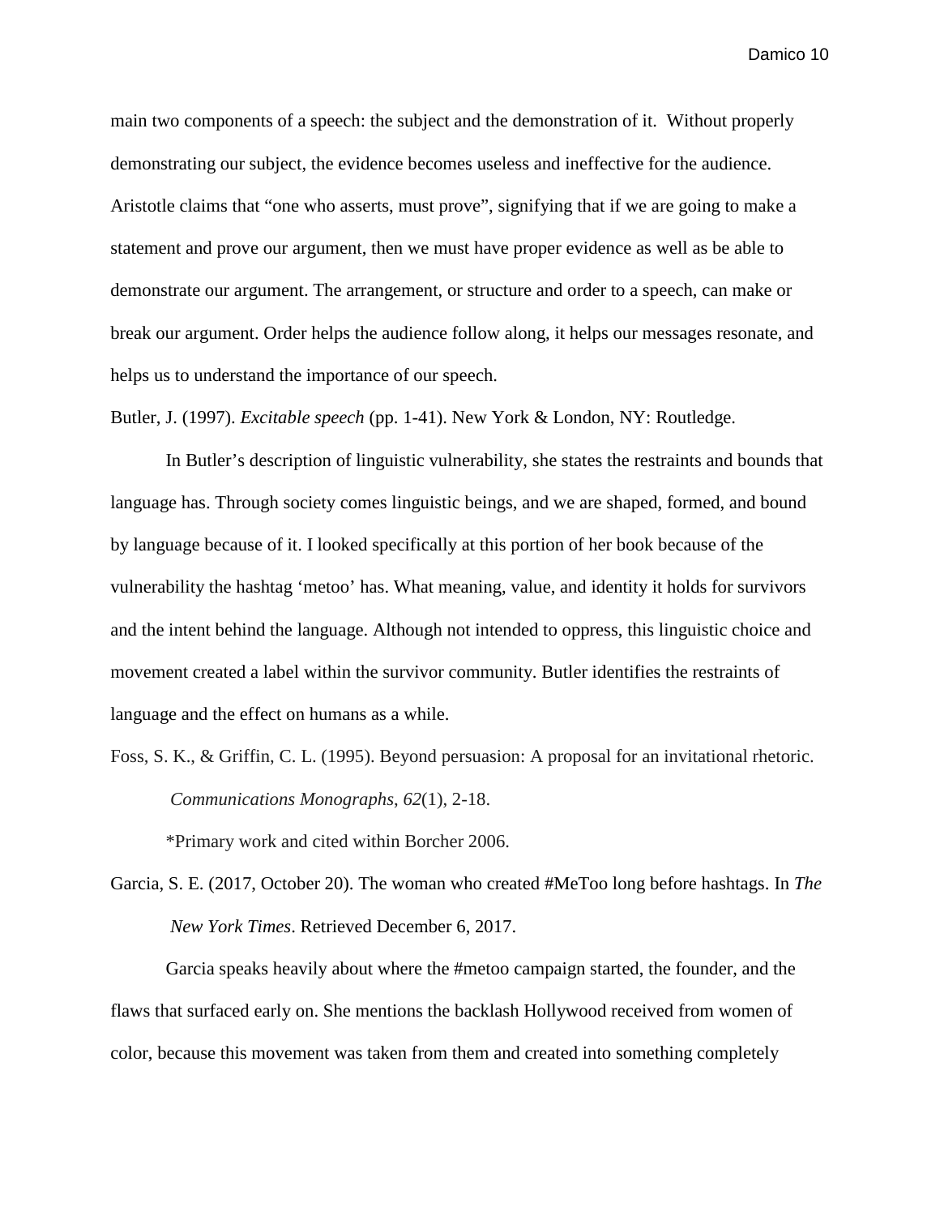main two components of a speech: the subject and the demonstration of it.  Without properly demonstrating our subject, the evidence becomes useless and ineffective for the audience. Aristotle claims that "one who asserts, must prove", signifying that if we are going to make a statement and prove our argument, then we must have proper evidence as well as be able to demonstrate our argument. The arrangement, or structure and order to a speech, can make or break our argument. Order helps the audience follow along, it helps our messages resonate, and helps us to understand the importance of our speech.

Butler, J. (1997). *Excitable speech* (pp. 1-41). New York & London, NY: Routledge.

In Butler's description of linguistic vulnerability, she states the restraints and bounds that language has. Through society comes linguistic beings, and we are shaped, formed, and bound by language because of it. I looked specifically at this portion of her book because of the vulnerability the hashtag 'metoo' has. What meaning, value, and identity it holds for survivors and the intent behind the language. Although not intended to oppress, this linguistic choice and movement created a label within the survivor community. Butler identifies the restraints of language and the effect on humans as a while.

Foss, S. K., & Griffin, C. L. (1995). Beyond persuasion: A proposal for an invitational rhetoric. *Communications Monographs*, *62*(1), 2-18.

*Primary work and cited within Borcher 2006.

Garcia, S. E. (2017, October 20). The woman who created #MeToo long before hashtags. In *The New York Times*. Retrieved December 6, 2017.

Garcia speaks heavily about where the #metoo campaign started, the founder, and the flaws that surfaced early on. She mentions the backlash Hollywood received from women of color, because this movement was taken from them and created into something completely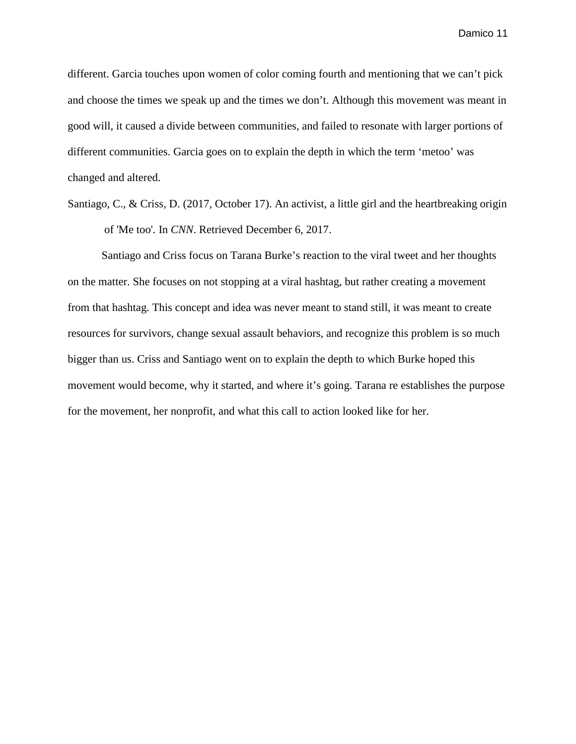different. Garcia touches upon women of color coming fourth and mentioning that we can't pick and choose the times we speak up and the times we don't. Although this movement was meant in good will, it caused a divide between communities, and failed to resonate with larger portions of different communities. Garcia goes on to explain the depth in which the term 'metoo' was changed and altered.

Santiago, C., & Criss, D. (2017, October 17). An activist, a little girl and the heartbreaking origin of 'Me too'. In *CNN*. Retrieved December 6, 2017.

Santiago and Criss focus on Tarana Burke's reaction to the viral tweet and her thoughts on the matter. She focuses on not stopping at a viral hashtag, but rather creating a movement from that hashtag. This concept and idea was never meant to stand still, it was meant to create resources for survivors, change sexual assault behaviors, and recognize this problem is so much bigger than us. Criss and Santiago went on to explain the depth to which Burke hoped this movement would become, why it started, and where it's going. Tarana re establishes the purpose for the movement, her nonprofit, and what this call to action looked like for her.